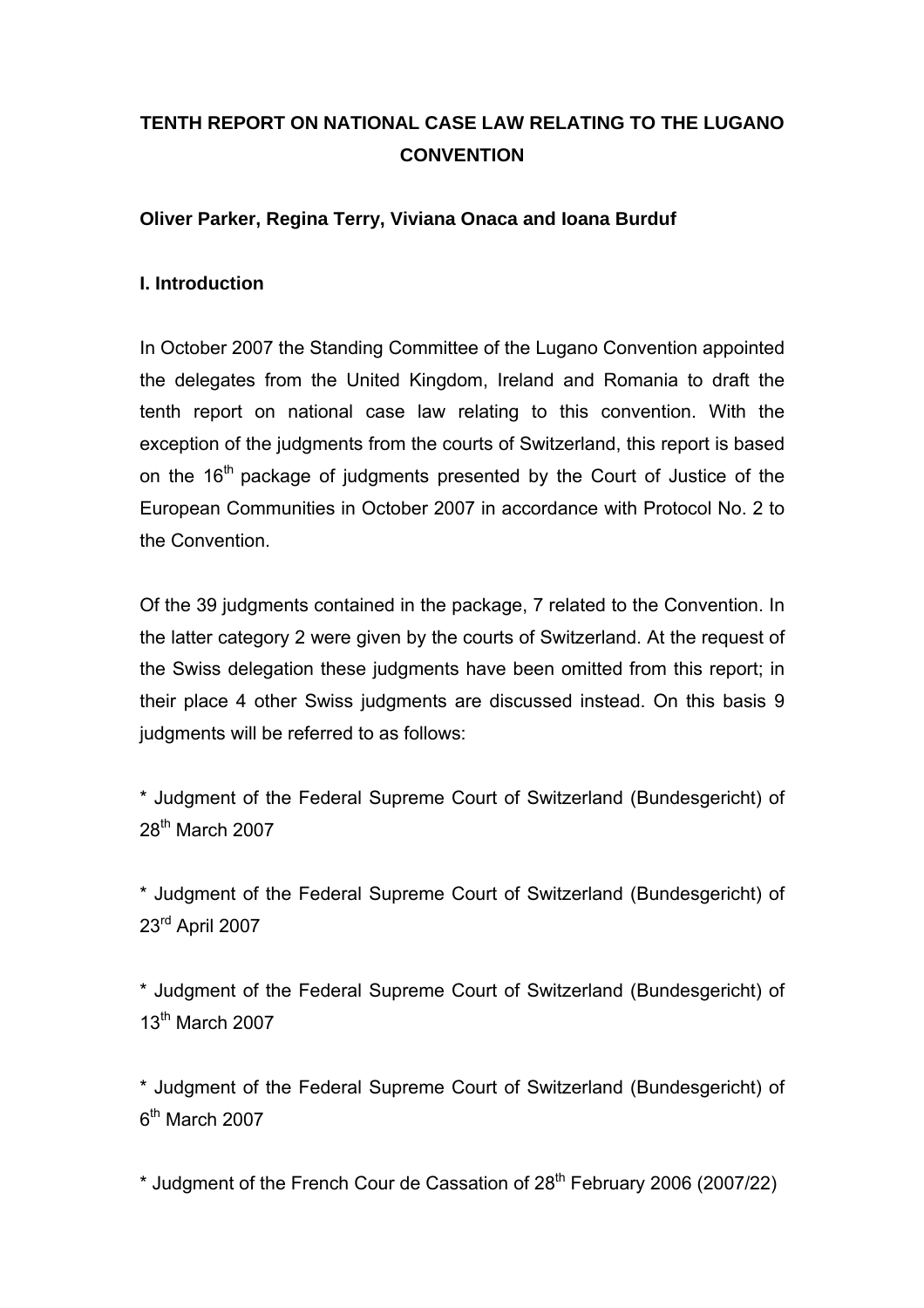# TENTH REPORT ON NATIONAL CASE LAW RELATING TO THE LUGANO CONVENTION

**Oliver Parker, Regina Terry, Viviana Onaca and Ioana Burduf**

## I. Introduction

In October 2007 the Standing Committee of the Lugano Convention appointed the delegates from the United Kingdom, Ireland and Romania to draft the tenth report on national case law relating to this convention. With the exception of the judgments from the courts of Switzerland, this report is based on the 16th package of judgments presented by the Court of Justice of the European Communities in October 2007 in accordance with Protocol No. 2 to the Convention.

Of the 39 judgments contained in the package, 7 related to the Convention. In the latter category 2 were given by the courts of Switzerland. At the request of the Swiss delegation these judgments have been omitted from this report; in their place 4 other Swiss judgments are discussed instead. On this basis 9 judgments will be referred to as follows:

* Judgment of the Federal Supreme Court of Switzerland (Bundesgericht) of 28th March 2007

* Judgment of the Federal Supreme Court of Switzerland (Bundesgericht) of 23rd April 2007

* Judgment of the Federal Supreme Court of Switzerland (Bundesgericht) of 13th March 2007

* Judgment of the Federal Supreme Court of Switzerland (Bundesgericht) of 6th March 2007

* Judgment of the French Cour de Cassation of 28th February 2006 (2007/22)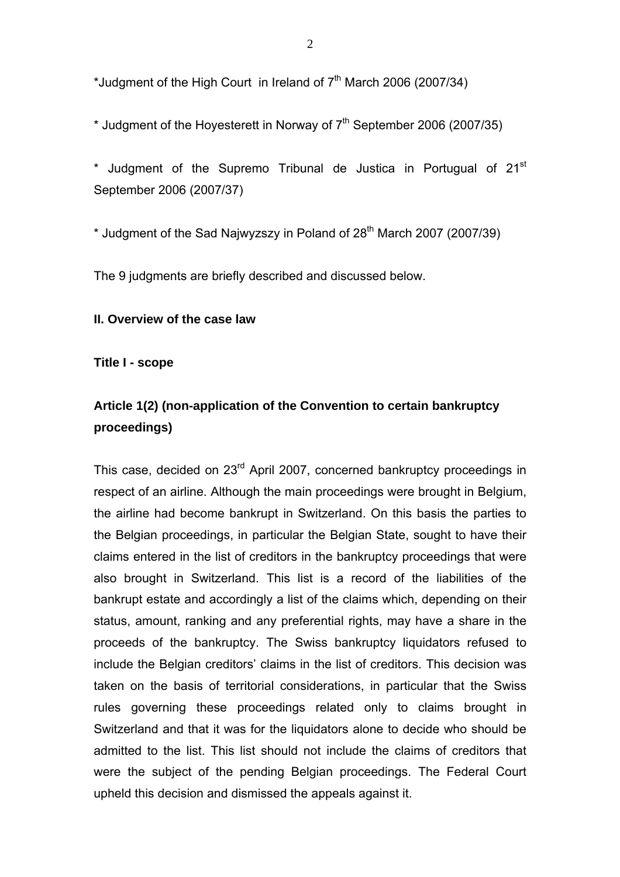*Judgment of the High Court in Ireland of 7th March 2006 (2007/34)

* Judgment of the Hoyesterett in Norway of 7th September 2006 (2007/35)

* Judgment of the Supremo Tribunal de Justica in Portugual of 21st September 2006 (2007/37)

* Judgment of the Sad Najwyzszy in Poland of 28th March 2007 (2007/39)

The 9 judgments are briefly described and discussed below.

**II. Overview of the case law**

**Title I - scope**

### Article 1(2) (non-application of the Convention to certain bankruptcy proceedings)

This case, decided on 23rd April 2007, concerned bankruptcy proceedings in respect of an airline. Although the main proceedings were brought in Belgium, the airline had become bankrupt in Switzerland. On this basis the parties to the Belgian proceedings, in particular the Belgian State, sought to have their claims entered in the list of creditors in the bankruptcy proceedings that were also brought in Switzerland. This list is a record of the liabilities of the bankrupt estate and accordingly a list of the claims which, depending on their status, amount, ranking and any preferential rights, may have a share in the proceeds of the bankruptcy. The Swiss bankruptcy liquidators refused to include the Belgian creditors' claims in the list of creditors. This decision was taken on the basis of territorial considerations, in particular that the Swiss rules governing these proceedings related only to claims brought in Switzerland and that it was for the liquidators alone to decide who should be admitted to the list. This list should not include the claims of creditors that were the subject of the pending Belgian proceedings. The Federal Court upheld this decision and dismissed the appeals against it.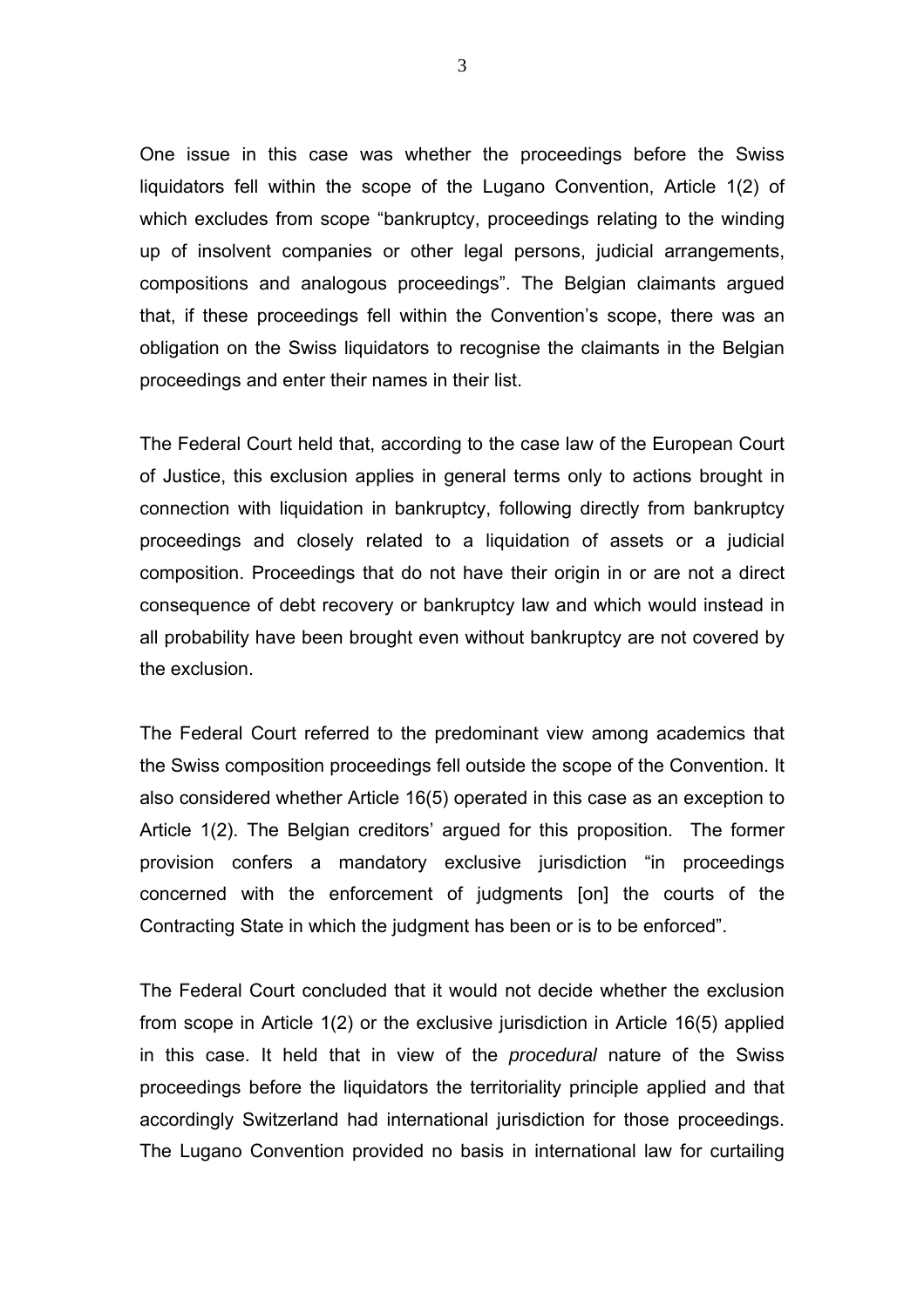One issue in this case was whether the proceedings before the Swiss liquidators fell within the scope of the Lugano Convention, Article 1(2) of which excludes from scope "bankruptcy, proceedings relating to the winding up of insolvent companies or other legal persons, judicial arrangements, compositions and analogous proceedings". The Belgian claimants argued that, if these proceedings fell within the Convention's scope, there was an obligation on the Swiss liquidators to recognise the claimants in the Belgian proceedings and enter their names in their list.

The Federal Court held that, according to the case law of the European Court of Justice, this exclusion applies in general terms only to actions brought in connection with liquidation in bankruptcy, following directly from bankruptcy proceedings and closely related to a liquidation of assets or a judicial composition. Proceedings that do not have their origin in or are not a direct consequence of debt recovery or bankruptcy law and which would instead in all probability have been brought even without bankruptcy are not covered by the exclusion.

The Federal Court referred to the predominant view among academics that the Swiss composition proceedings fell outside the scope of the Convention. It also considered whether Article 16(5) operated in this case as an exception to Article 1(2). The Belgian creditors' argued for this proposition. The former provision confers a mandatory exclusive jurisdiction "in proceedings concerned with the enforcement of judgments [on] the courts of the Contracting State in which the judgment has been or is to be enforced".

The Federal Court concluded that it would not decide whether the exclusion from scope in Article 1(2) or the exclusive jurisdiction in Article 16(5) applied in this case. It held that in view of the *procedural* nature of the Swiss proceedings before the liquidators the territoriality principle applied and that accordingly Switzerland had international jurisdiction for those proceedings. The Lugano Convention provided no basis in international law for curtailing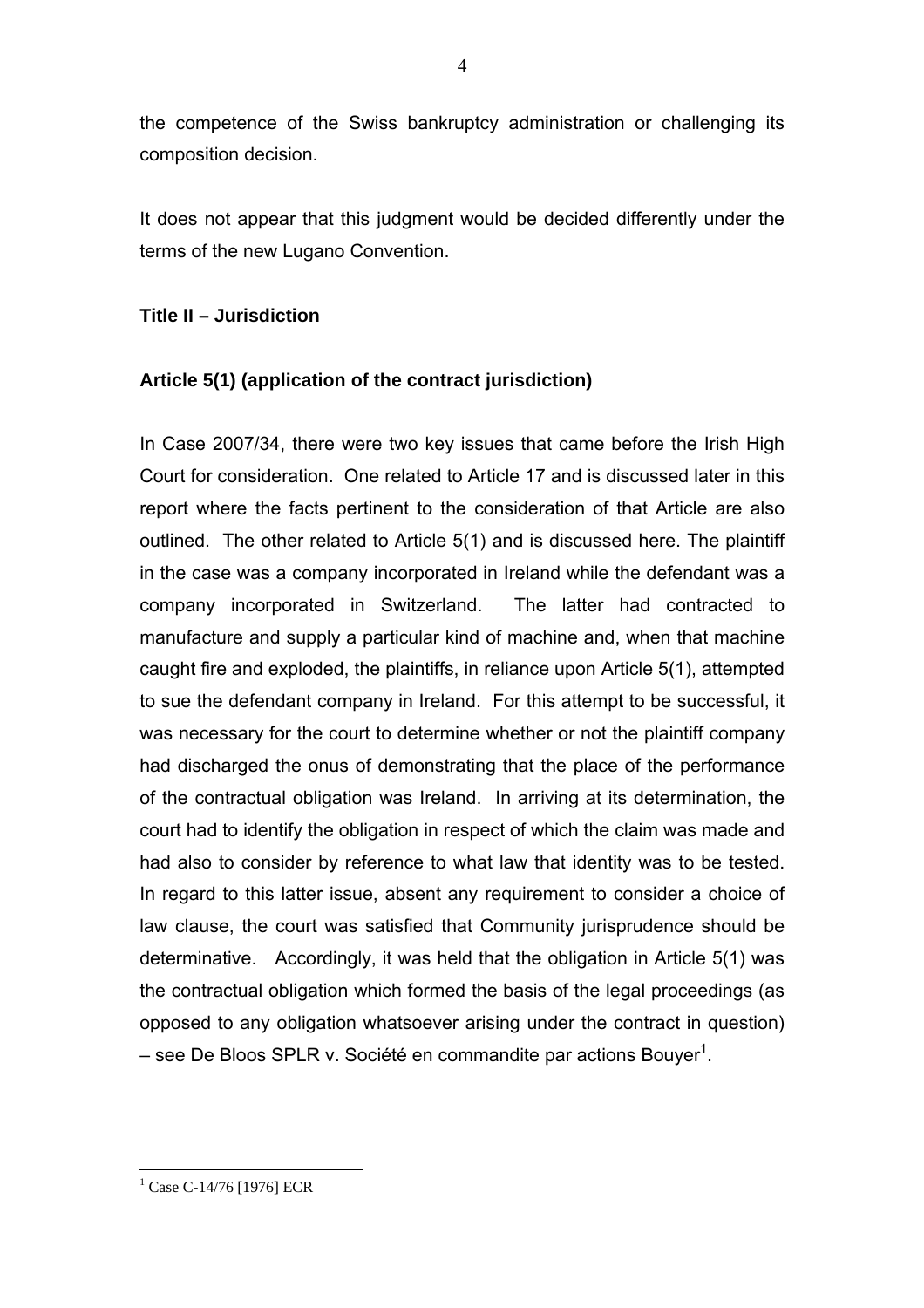the competence of the Swiss bankruptcy administration or challenging its composition decision.

It does not appear that this judgment would be decided differently under the terms of the new Lugano Convention.

**Title II – Jurisdiction**

**Article 5(1) (application of the contract jurisdiction)**

In Case 2007/34, there were two key issues that came before the Irish High Court for consideration. One related to Article 17 and is discussed later in this report where the facts pertinent to the consideration of that Article are also outlined. The other related to Article 5(1) and is discussed here. The plaintiff in the case was a company incorporated in Ireland while the defendant was a company incorporated in Switzerland. The latter had contracted to manufacture and supply a particular kind of machine and, when that machine caught fire and exploded, the plaintiffs, in reliance upon Article 5(1), attempted to sue the defendant company in Ireland. For this attempt to be successful, it was necessary for the court to determine whether or not the plaintiff company had discharged the onus of demonstrating that the place of the performance of the contractual obligation was Ireland. In arriving at its determination, the court had to identify the obligation in respect of which the claim was made and had also to consider by reference to what law that identity was to be tested. In regard to this latter issue, absent any requirement to consider a choice of law clause, the court was satisfied that Community jurisprudence should be determinative. Accordingly, it was held that the obligation in Article 5(1) was the contractual obligation which formed the basis of the legal proceedings (as opposed to any obligation whatsoever arising under the contract in question) – see De Bloos SPLR v. Société en commandite par actions Bouyer[1].

[1] Case C-14/76 [1976] ECR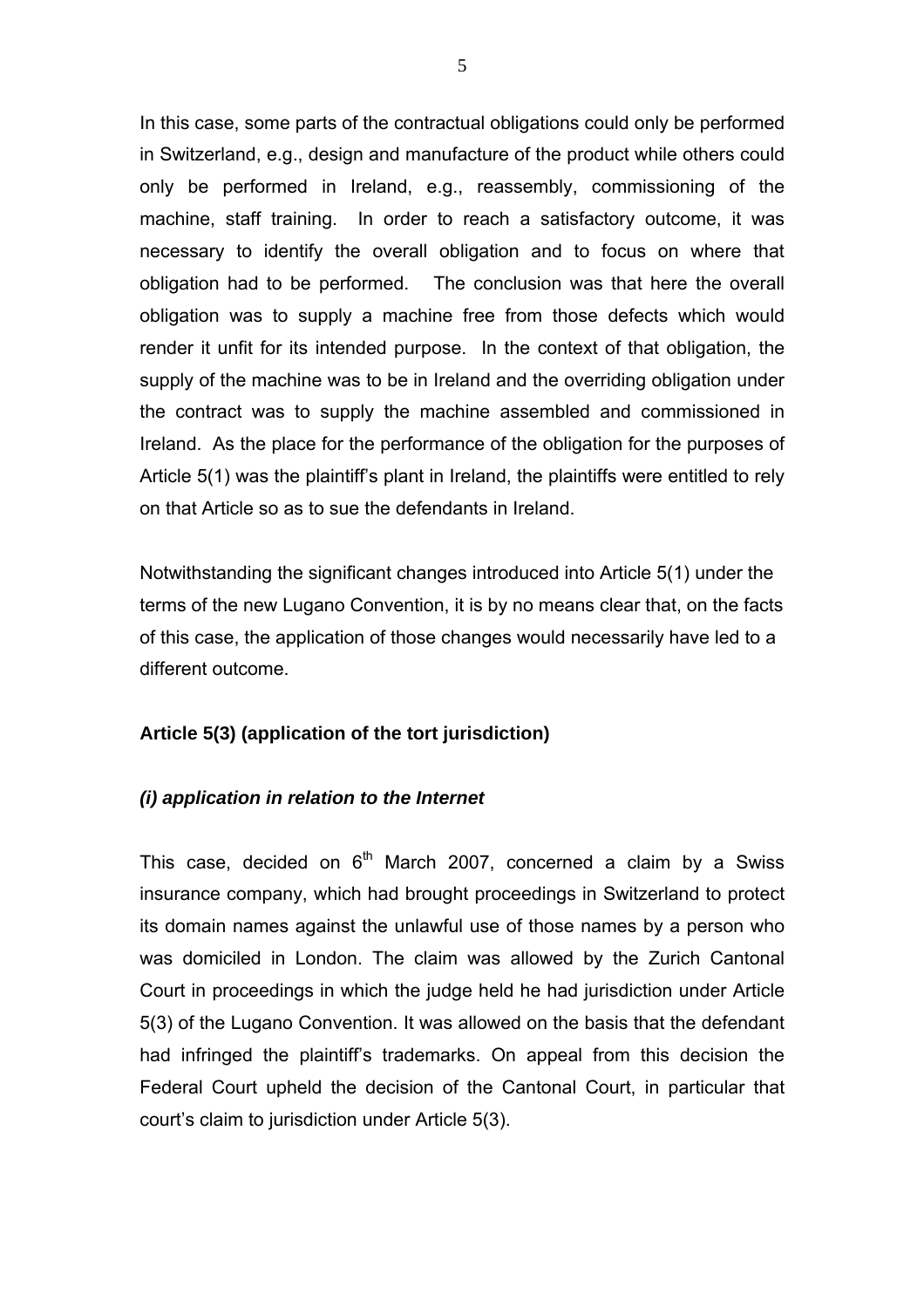In this case, some parts of the contractual obligations could only be performed in Switzerland, e.g., design and manufacture of the product while others could only be performed in Ireland, e.g., reassembly, commissioning of the machine, staff training. In order to reach a satisfactory outcome, it was necessary to identify the overall obligation and to focus on where that obligation had to be performed. The conclusion was that here the overall obligation was to supply a machine free from those defects which would render it unfit for its intended purpose. In the context of that obligation, the supply of the machine was to be in Ireland and the overriding obligation under the contract was to supply the machine assembled and commissioned in Ireland. As the place for the performance of the obligation for the purposes of Article 5(1) was the plaintiff's plant in Ireland, the plaintiffs were entitled to rely on that Article so as to sue the defendants in Ireland.

Notwithstanding the significant changes introduced into Article 5(1) under the terms of the new Lugano Convention, it is by no means clear that, on the facts of this case, the application of those changes would necessarily have led to a different outcome.

**Article 5(3) (application of the tort jurisdiction)**

***(i) application in relation to the Internet***

This case, decided on 6th March 2007, concerned a claim by a Swiss insurance company, which had brought proceedings in Switzerland to protect its domain names against the unlawful use of those names by a person who was domiciled in London. The claim was allowed by the Zurich Cantonal Court in proceedings in which the judge held he had jurisdiction under Article 5(3) of the Lugano Convention. It was allowed on the basis that the defendant had infringed the plaintiff's trademarks. On appeal from this decision the Federal Court upheld the decision of the Cantonal Court, in particular that court's claim to jurisdiction under Article 5(3).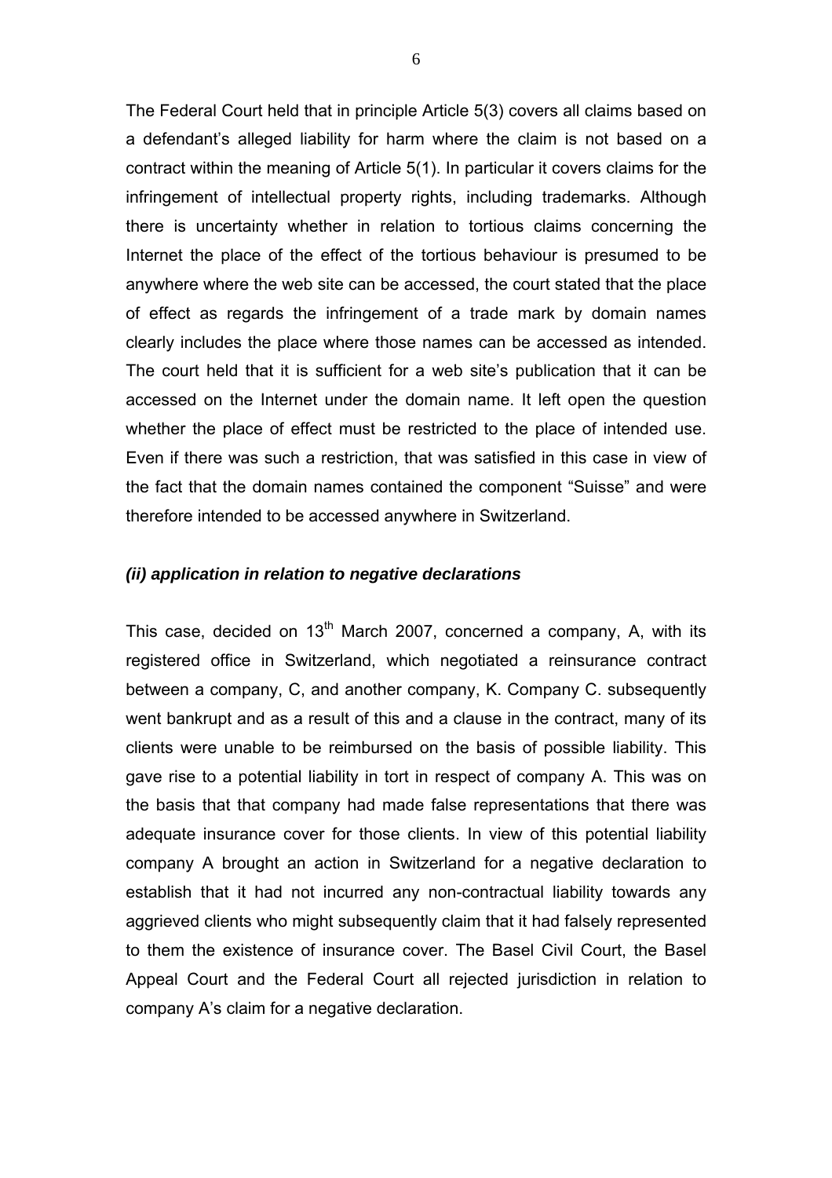The Federal Court held that in principle Article 5(3) covers all claims based on a defendant's alleged liability for harm where the claim is not based on a contract within the meaning of Article 5(1). In particular it covers claims for the infringement of intellectual property rights, including trademarks. Although there is uncertainty whether in relation to tortious claims concerning the Internet the place of the effect of the tortious behaviour is presumed to be anywhere where the web site can be accessed, the court stated that the place of effect as regards the infringement of a trade mark by domain names clearly includes the place where those names can be accessed as intended. The court held that it is sufficient for a web site's publication that it can be accessed on the Internet under the domain name. It left open the question whether the place of effect must be restricted to the place of intended use. Even if there was such a restriction, that was satisfied in this case in view of the fact that the domain names contained the component "Suisse" and were therefore intended to be accessed anywhere in Switzerland.

### *(ii) application in relation to negative declarations*

This case, decided on 13th March 2007, concerned a company, A, with its registered office in Switzerland, which negotiated a reinsurance contract between a company, C, and another company, K. Company C. subsequently went bankrupt and as a result of this and a clause in the contract, many of its clients were unable to be reimbursed on the basis of possible liability. This gave rise to a potential liability in tort in respect of company A. This was on the basis that that company had made false representations that there was adequate insurance cover for those clients. In view of this potential liability company A brought an action in Switzerland for a negative declaration to establish that it had not incurred any non-contractual liability towards any aggrieved clients who might subsequently claim that it had falsely represented to them the existence of insurance cover. The Basel Civil Court, the Basel Appeal Court and the Federal Court all rejected jurisdiction in relation to company A's claim for a negative declaration.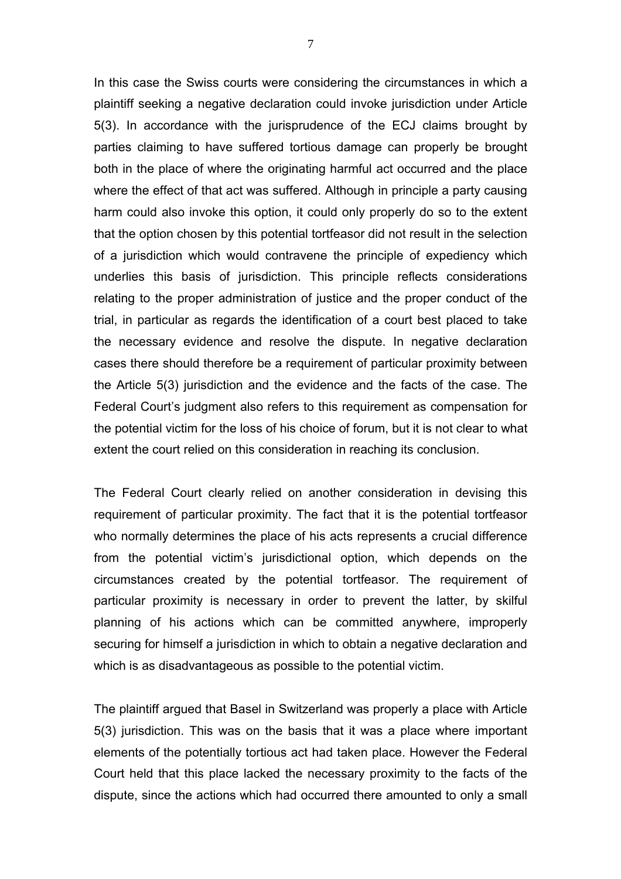In this case the Swiss courts were considering the circumstances in which a plaintiff seeking a negative declaration could invoke jurisdiction under Article 5(3). In accordance with the jurisprudence of the ECJ claims brought by parties claiming to have suffered tortious damage can properly be brought both in the place of where the originating harmful act occurred and the place where the effect of that act was suffered. Although in principle a party causing harm could also invoke this option, it could only properly do so to the extent that the option chosen by this potential tortfeasor did not result in the selection of a jurisdiction which would contravene the principle of expediency which underlies this basis of jurisdiction. This principle reflects considerations relating to the proper administration of justice and the proper conduct of the trial, in particular as regards the identification of a court best placed to take the necessary evidence and resolve the dispute. In negative declaration cases there should therefore be a requirement of particular proximity between the Article 5(3) jurisdiction and the evidence and the facts of the case. The Federal Court's judgment also refers to this requirement as compensation for the potential victim for the loss of his choice of forum, but it is not clear to what extent the court relied on this consideration in reaching its conclusion.

The Federal Court clearly relied on another consideration in devising this requirement of particular proximity. The fact that it is the potential tortfeasor who normally determines the place of his acts represents a crucial difference from the potential victim's jurisdictional option, which depends on the circumstances created by the potential tortfeasor. The requirement of particular proximity is necessary in order to prevent the latter, by skilful planning of his actions which can be committed anywhere, improperly securing for himself a jurisdiction in which to obtain a negative declaration and which is as disadvantageous as possible to the potential victim.

The plaintiff argued that Basel in Switzerland was properly a place with Article 5(3) jurisdiction. This was on the basis that it was a place where important elements of the potentially tortious act had taken place. However the Federal Court held that this place lacked the necessary proximity to the facts of the dispute, since the actions which had occurred there amounted to only a small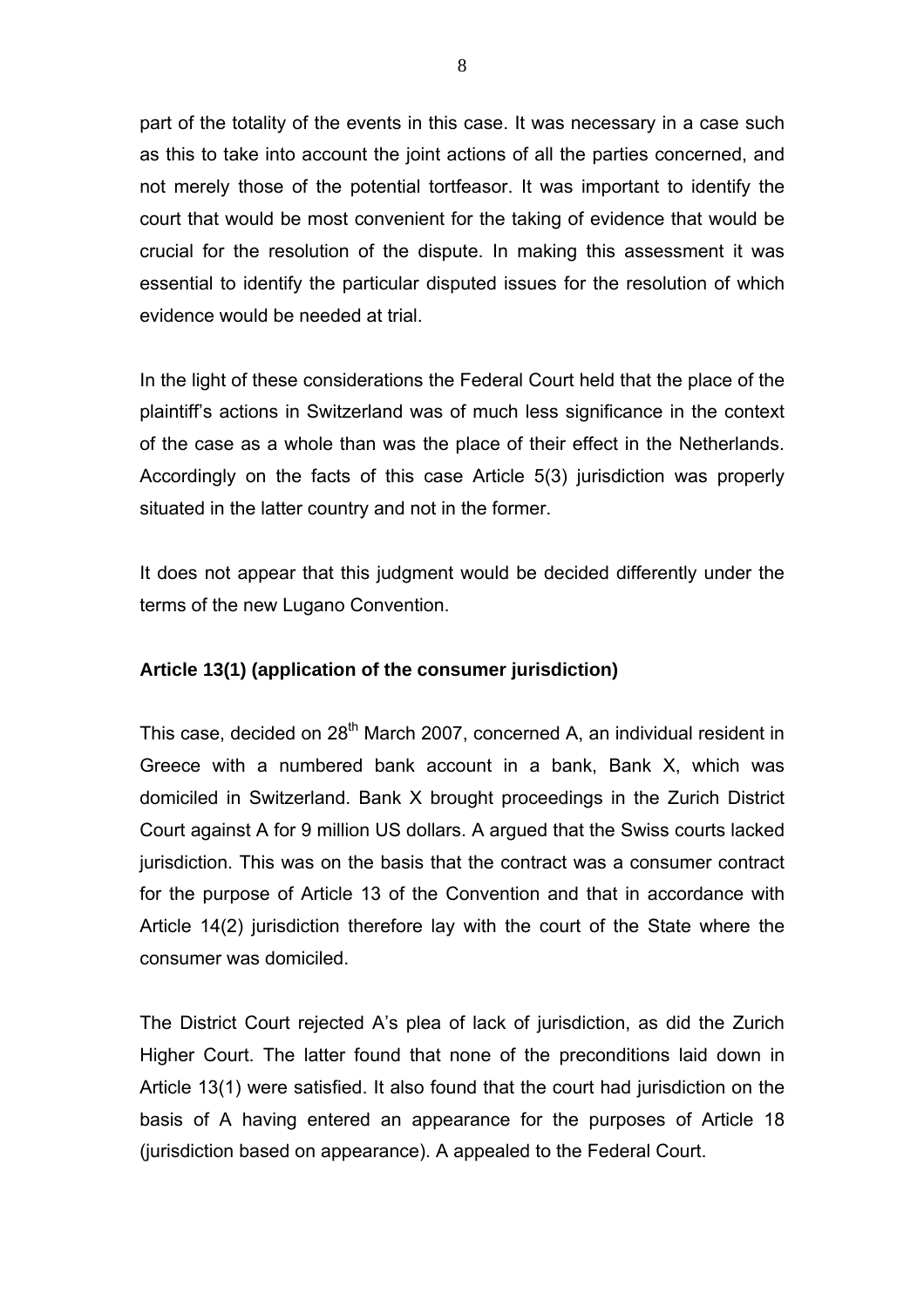part of the totality of the events in this case. It was necessary in a case such as this to take into account the joint actions of all the parties concerned, and not merely those of the potential tortfeasor. It was important to identify the court that would be most convenient for the taking of evidence that would be crucial for the resolution of the dispute. In making this assessment it was essential to identify the particular disputed issues for the resolution of which evidence would be needed at trial.

In the light of these considerations the Federal Court held that the place of the plaintiff's actions in Switzerland was of much less significance in the context of the case as a whole than was the place of their effect in the Netherlands. Accordingly on the facts of this case Article 5(3) jurisdiction was properly situated in the latter country and not in the former.

It does not appear that this judgment would be decided differently under the terms of the new Lugano Convention.

**Article 13(1) (application of the consumer jurisdiction)**

This case, decided on 28th March 2007, concerned A, an individual resident in Greece with a numbered bank account in a bank, Bank X, which was domiciled in Switzerland. Bank X brought proceedings in the Zurich District Court against A for 9 million US dollars. A argued that the Swiss courts lacked jurisdiction. This was on the basis that the contract was a consumer contract for the purpose of Article 13 of the Convention and that in accordance with Article 14(2) jurisdiction therefore lay with the court of the State where the consumer was domiciled.

The District Court rejected A's plea of lack of jurisdiction, as did the Zurich Higher Court. The latter found that none of the preconditions laid down in Article 13(1) were satisfied. It also found that the court had jurisdiction on the basis of A having entered an appearance for the purposes of Article 18 (jurisdiction based on appearance). A appealed to the Federal Court.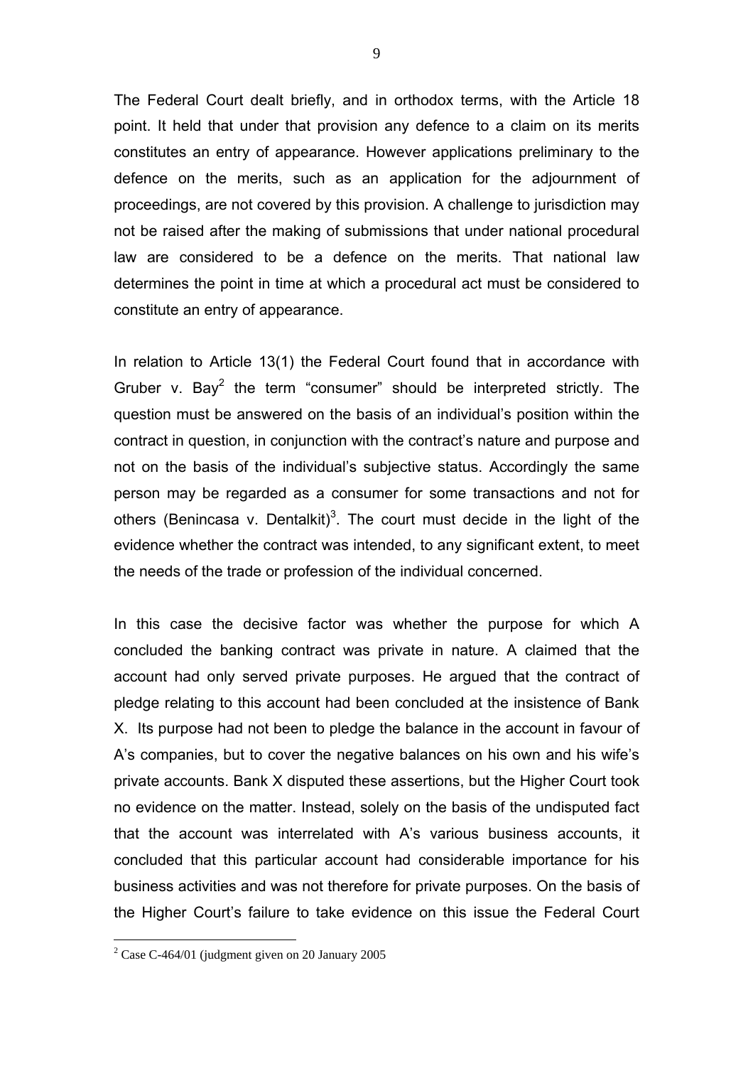The Federal Court dealt briefly, and in orthodox terms, with the Article 18 point. It held that under that provision any defence to a claim on its merits constitutes an entry of appearance. However applications preliminary to the defence on the merits, such as an application for the adjournment of proceedings, are not covered by this provision. A challenge to jurisdiction may not be raised after the making of submissions that under national procedural law are considered to be a defence on the merits. That national law determines the point in time at which a procedural act must be considered to constitute an entry of appearance.

In relation to Article 13(1) the Federal Court found that in accordance with Gruber v. Bay[2] the term "consumer" should be interpreted strictly. The question must be answered on the basis of an individual's position within the contract in question, in conjunction with the contract's nature and purpose and not on the basis of the individual's subjective status. Accordingly the same person may be regarded as a consumer for some transactions and not for others (Benincasa v. Dentalkit)[3]. The court must decide in the light of the evidence whether the contract was intended, to any significant extent, to meet the needs of the trade or profession of the individual concerned.

In this case the decisive factor was whether the purpose for which A concluded the banking contract was private in nature. A claimed that the account had only served private purposes. He argued that the contract of pledge relating to this account had been concluded at the insistence of Bank X. Its purpose had not been to pledge the balance in the account in favour of A's companies, but to cover the negative balances on his own and his wife's private accounts. Bank X disputed these assertions, but the Higher Court took no evidence on the matter. Instead, solely on the basis of the undisputed fact that the account was interrelated with A's various business accounts, it concluded that this particular account had considerable importance for his business activities and was not therefore for private purposes. On the basis of the Higher Court's failure to take evidence on this issue the Federal Court

[2] Case C-464/01 (judgment given on 20 January 2005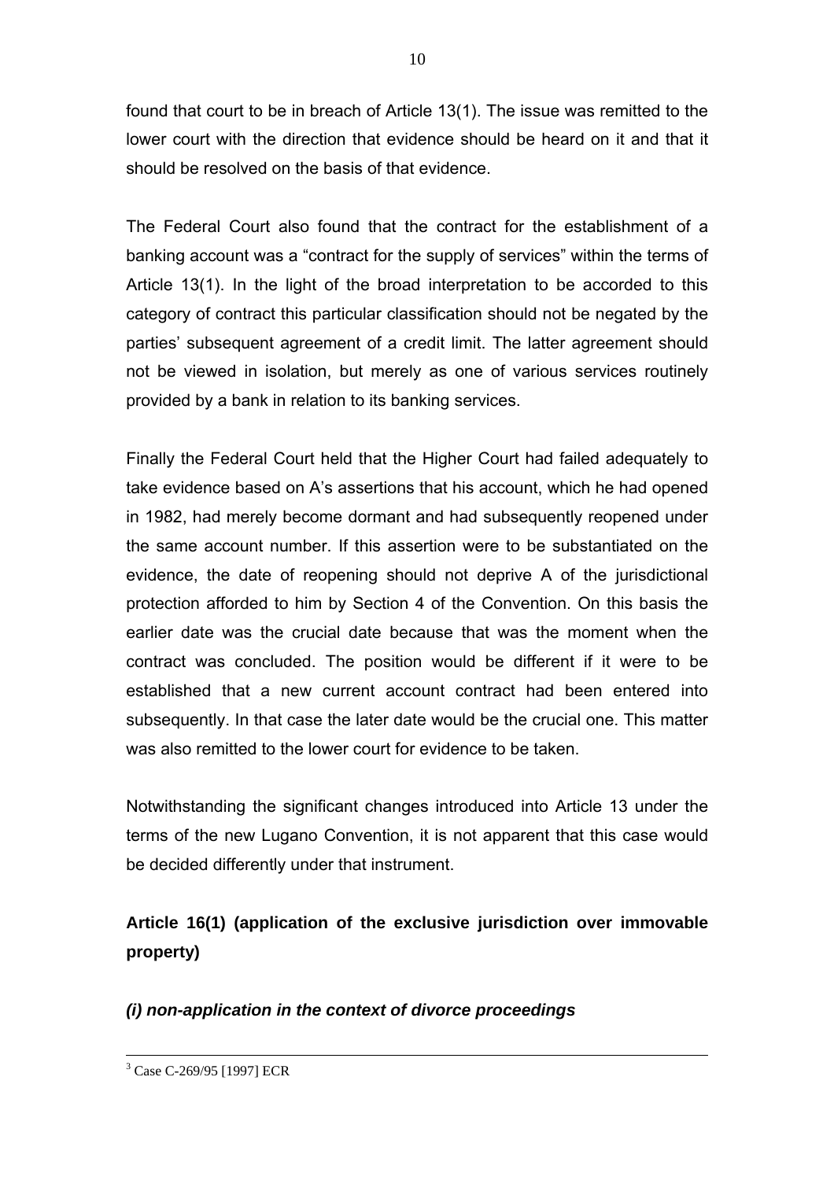found that court to be in breach of Article 13(1). The issue was remitted to the lower court with the direction that evidence should be heard on it and that it should be resolved on the basis of that evidence.

The Federal Court also found that the contract for the establishment of a banking account was a "contract for the supply of services" within the terms of Article 13(1). In the light of the broad interpretation to be accorded to this category of contract this particular classification should not be negated by the parties' subsequent agreement of a credit limit. The latter agreement should not be viewed in isolation, but merely as one of various services routinely provided by a bank in relation to its banking services.

Finally the Federal Court held that the Higher Court had failed adequately to take evidence based on A's assertions that his account, which he had opened in 1982, had merely become dormant and had subsequently reopened under the same account number. If this assertion were to be substantiated on the evidence, the date of reopening should not deprive A of the jurisdictional protection afforded to him by Section 4 of the Convention. On this basis the earlier date was the crucial date because that was the moment when the contract was concluded. The position would be different if it were to be established that a new current account contract had been entered into subsequently. In that case the later date would be the crucial one. This matter was also remitted to the lower court for evidence to be taken.

Notwithstanding the significant changes introduced into Article 13 under the terms of the new Lugano Convention, it is not apparent that this case would be decided differently under that instrument.

**Article 16(1) (application of the exclusive jurisdiction over immovable property)**

***(i) non-application in the context of divorce proceedings***

---

[3] Case C-269/95 [1997] ECR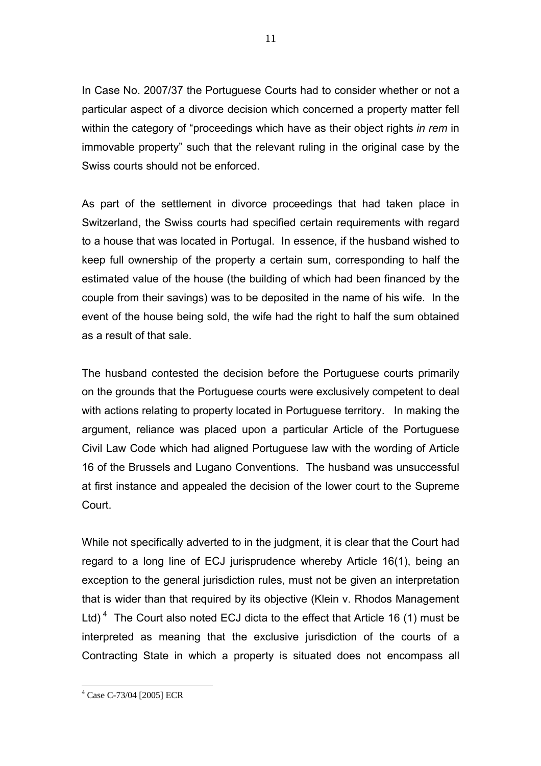In Case No. 2007/37 the Portuguese Courts had to consider whether or not a particular aspect of a divorce decision which concerned a property matter fell within the category of "proceedings which have as their object rights *in rem* in immovable property" such that the relevant ruling in the original case by the Swiss courts should not be enforced.

As part of the settlement in divorce proceedings that had taken place in Switzerland, the Swiss courts had specified certain requirements with regard to a house that was located in Portugal. In essence, if the husband wished to keep full ownership of the property a certain sum, corresponding to half the estimated value of the house (the building of which had been financed by the couple from their savings) was to be deposited in the name of his wife. In the event of the house being sold, the wife had the right to half the sum obtained as a result of that sale.

The husband contested the decision before the Portuguese courts primarily on the grounds that the Portuguese courts were exclusively competent to deal with actions relating to property located in Portuguese territory. In making the argument, reliance was placed upon a particular Article of the Portuguese Civil Law Code which had aligned Portuguese law with the wording of Article 16 of the Brussels and Lugano Conventions. The husband was unsuccessful at first instance and appealed the decision of the lower court to the Supreme Court.

While not specifically adverted to in the judgment, it is clear that the Court had regard to a long line of ECJ jurisprudence whereby Article 16(1), being an exception to the general jurisdiction rules, must not be given an interpretation that is wider than that required by its objective (Klein v. Rhodos Management Ltd) [4] The Court also noted ECJ dicta to the effect that Article 16 (1) must be interpreted as meaning that the exclusive jurisdiction of the courts of a Contracting State in which a property is situated does not encompass all

---

[4] Case C-73/04 [2005] ECR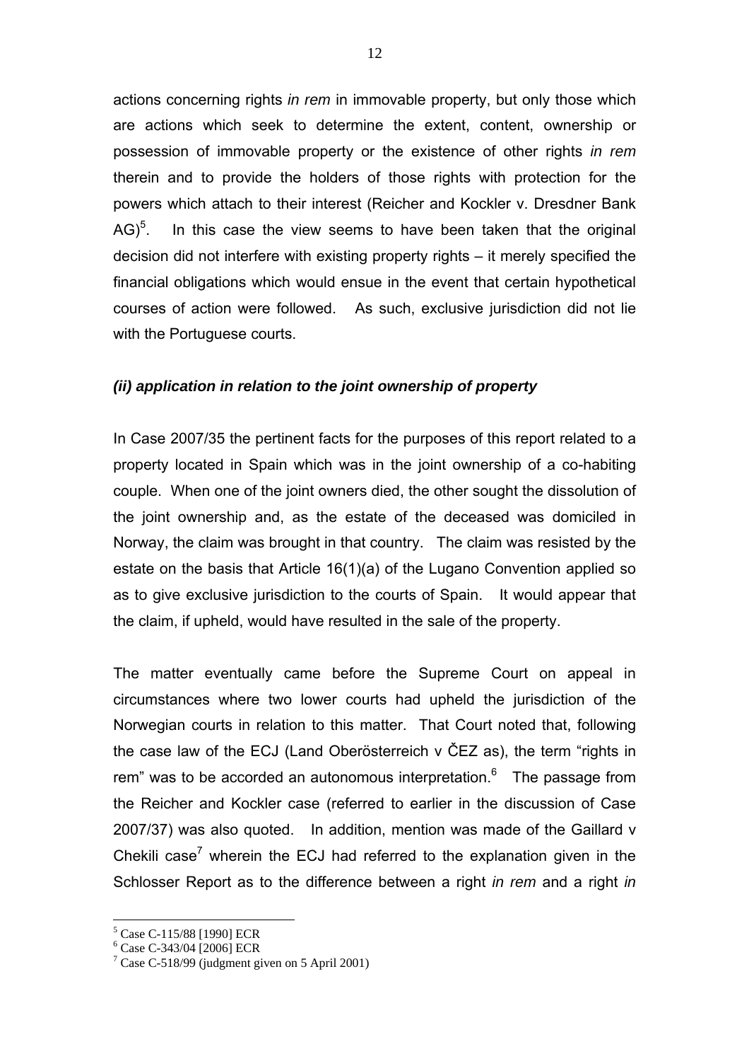actions concerning rights *in rem* in immovable property, but only those which are actions which seek to determine the extent, content, ownership or possession of immovable property or the existence of other rights *in rem* therein and to provide the holders of those rights with protection for the powers which attach to their interest (Reicher and Kockler v. Dresdner Bank AG)[5]. In this case the view seems to have been taken that the original decision did not interfere with existing property rights – it merely specified the financial obligations which would ensue in the event that certain hypothetical courses of action were followed. As such, exclusive jurisdiction did not lie with the Portuguese courts.

***(ii) application in relation to the joint ownership of property***

In Case 2007/35 the pertinent facts for the purposes of this report related to a property located in Spain which was in the joint ownership of a co-habiting couple. When one of the joint owners died, the other sought the dissolution of the joint ownership and, as the estate of the deceased was domiciled in Norway, the claim was brought in that country. The claim was resisted by the estate on the basis that Article 16(1)(a) of the Lugano Convention applied so as to give exclusive jurisdiction to the courts of Spain. It would appear that the claim, if upheld, would have resulted in the sale of the property.

The matter eventually came before the Supreme Court on appeal in circumstances where two lower courts had upheld the jurisdiction of the Norwegian courts in relation to this matter. That Court noted that, following the case law of the ECJ (Land Oberösterreich v ČEZ as), the term "rights in rem" was to be accorded an autonomous interpretation.[6] The passage from the Reicher and Kockler case (referred to earlier in the discussion of Case 2007/37) was also quoted. In addition, mention was made of the Gaillard v Chekili case[7] wherein the ECJ had referred to the explanation given in the Schlosser Report as to the difference between a right *in rem* and a right *in*

---

[5] Case C-115/88 [1990] ECR

[6] Case C-343/04 [2006] ECR

[7] Case C-518/99 (judgment given on 5 April 2001)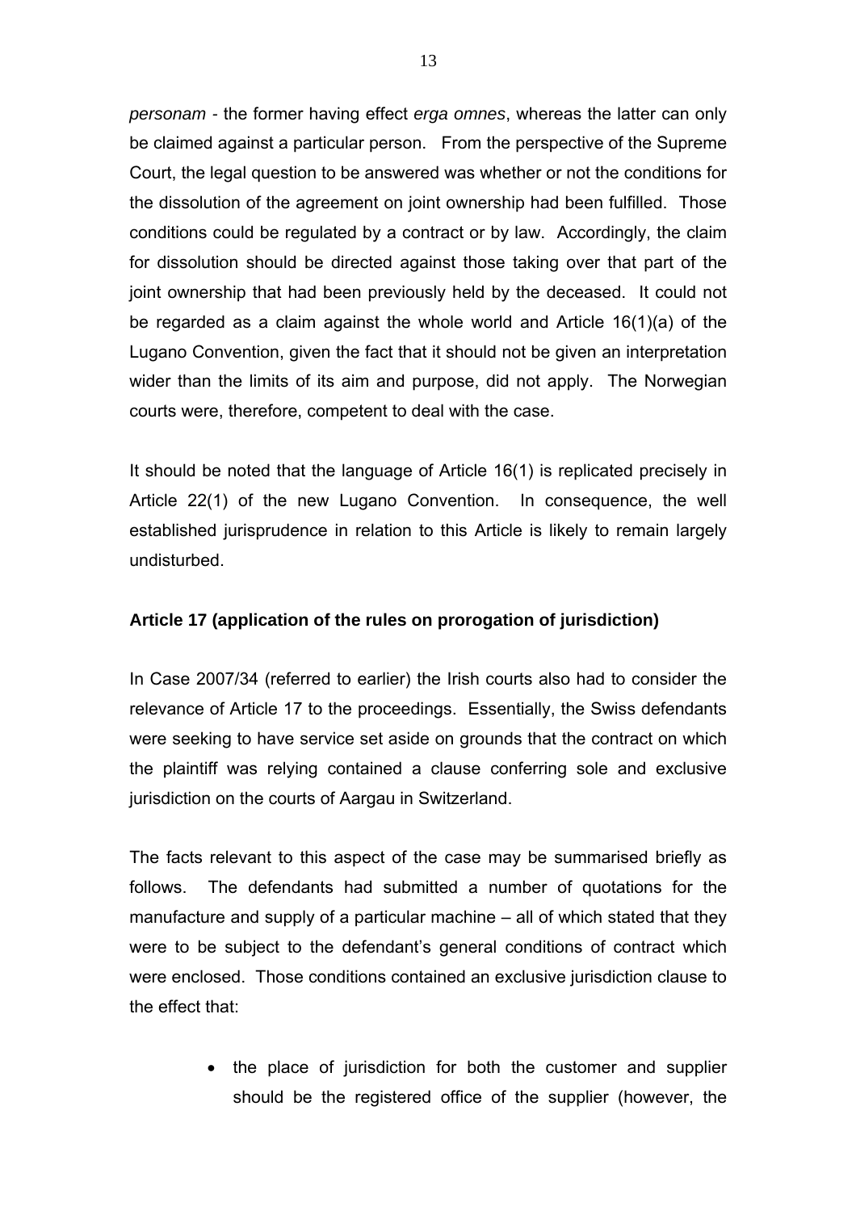*personam* - the former having effect *erga omnes*, whereas the latter can only be claimed against a particular person. From the perspective of the Supreme Court, the legal question to be answered was whether or not the conditions for the dissolution of the agreement on joint ownership had been fulfilled. Those conditions could be regulated by a contract or by law. Accordingly, the claim for dissolution should be directed against those taking over that part of the joint ownership that had been previously held by the deceased. It could not be regarded as a claim against the whole world and Article 16(1)(a) of the Lugano Convention, given the fact that it should not be given an interpretation wider than the limits of its aim and purpose, did not apply. The Norwegian courts were, therefore, competent to deal with the case.

It should be noted that the language of Article 16(1) is replicated precisely in Article 22(1) of the new Lugano Convention. In consequence, the well established jurisprudence in relation to this Article is likely to remain largely undisturbed.

**Article 17 (application of the rules on prorogation of jurisdiction)**

In Case 2007/34 (referred to earlier) the Irish courts also had to consider the relevance of Article 17 to the proceedings. Essentially, the Swiss defendants were seeking to have service set aside on grounds that the contract on which the plaintiff was relying contained a clause conferring sole and exclusive jurisdiction on the courts of Aargau in Switzerland.

The facts relevant to this aspect of the case may be summarised briefly as follows. The defendants had submitted a number of quotations for the manufacture and supply of a particular machine – all of which stated that they were to be subject to the defendant's general conditions of contract which were enclosed. Those conditions contained an exclusive jurisdiction clause to the effect that:

- the place of jurisdiction for both the customer and supplier should be the registered office of the supplier (however, the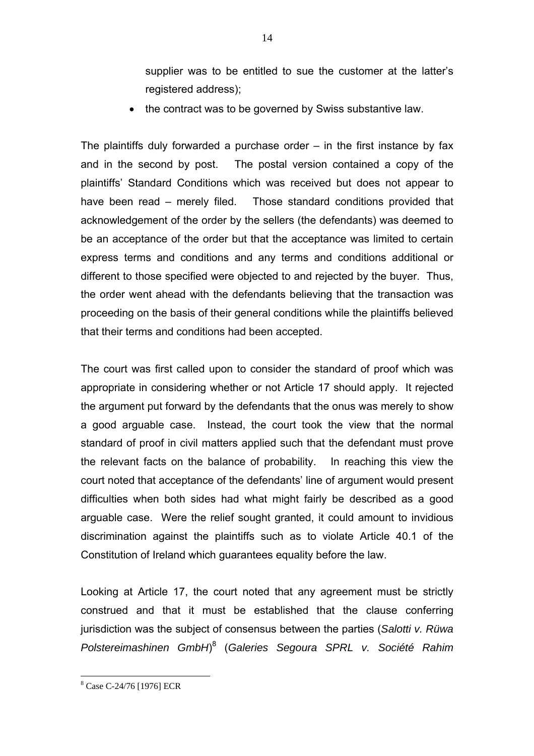supplier was to be entitled to sue the customer at the latter's registered address);

- the contract was to be governed by Swiss substantive law.

The plaintiffs duly forwarded a purchase order – in the first instance by fax and in the second by post. The postal version contained a copy of the plaintiffs' Standard Conditions which was received but does not appear to have been read – merely filed. Those standard conditions provided that acknowledgement of the order by the sellers (the defendants) was deemed to be an acceptance of the order but that the acceptance was limited to certain express terms and conditions and any terms and conditions additional or different to those specified were objected to and rejected by the buyer. Thus, the order went ahead with the defendants believing that the transaction was proceeding on the basis of their general conditions while the plaintiffs believed that their terms and conditions had been accepted.

The court was first called upon to consider the standard of proof which was appropriate in considering whether or not Article 17 should apply. It rejected the argument put forward by the defendants that the onus was merely to show a good arguable case. Instead, the court took the view that the normal standard of proof in civil matters applied such that the defendant must prove the relevant facts on the balance of probability. In reaching this view the court noted that acceptance of the defendants' line of argument would present difficulties when both sides had what might fairly be described as a good arguable case. Were the relief sought granted, it could amount to invidious discrimination against the plaintiffs such as to violate Article 40.1 of the Constitution of Ireland which guarantees equality before the law.

Looking at Article 17, the court noted that any agreement must be strictly construed and that it must be established that the clause conferring jurisdiction was the subject of consensus between the parties (*Salotti v. Rüwa Polstereimashinen GmbH*)[8] (*Galeries Segoura SPRL v. Société Rahim*

---

[8] Case C-24/76 [1976] ECR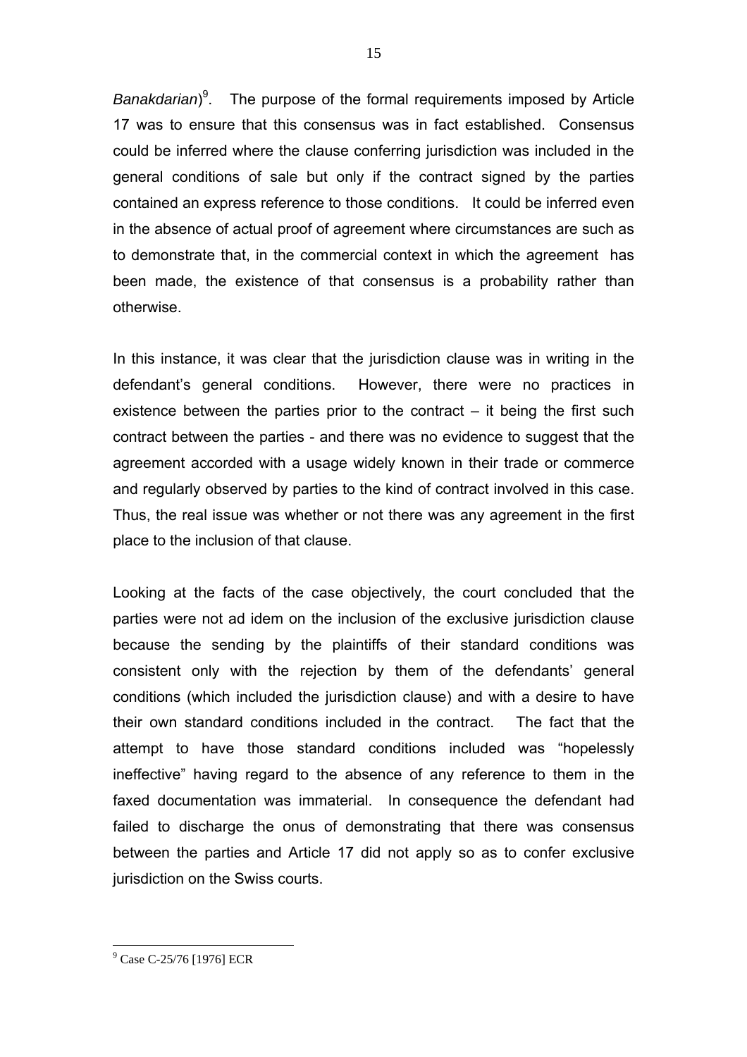*Banakdarian*)[9]. The purpose of the formal requirements imposed by Article 17 was to ensure that this consensus was in fact established. Consensus could be inferred where the clause conferring jurisdiction was included in the general conditions of sale but only if the contract signed by the parties contained an express reference to those conditions. It could be inferred even in the absence of actual proof of agreement where circumstances are such as to demonstrate that, in the commercial context in which the agreement has been made, the existence of that consensus is a probability rather than otherwise.

In this instance, it was clear that the jurisdiction clause was in writing in the defendant's general conditions. However, there were no practices in existence between the parties prior to the contract – it being the first such contract between the parties - and there was no evidence to suggest that the agreement accorded with a usage widely known in their trade or commerce and regularly observed by parties to the kind of contract involved in this case. Thus, the real issue was whether or not there was any agreement in the first place to the inclusion of that clause.

Looking at the facts of the case objectively, the court concluded that the parties were not ad idem on the inclusion of the exclusive jurisdiction clause because the sending by the plaintiffs of their standard conditions was consistent only with the rejection by them of the defendants' general conditions (which included the jurisdiction clause) and with a desire to have their own standard conditions included in the contract. The fact that the attempt to have those standard conditions included was "hopelessly ineffective" having regard to the absence of any reference to them in the faxed documentation was immaterial. In consequence the defendant had failed to discharge the onus of demonstrating that there was consensus between the parties and Article 17 did not apply so as to confer exclusive jurisdiction on the Swiss courts.

---

[9] Case C-25/76 [1976] ECR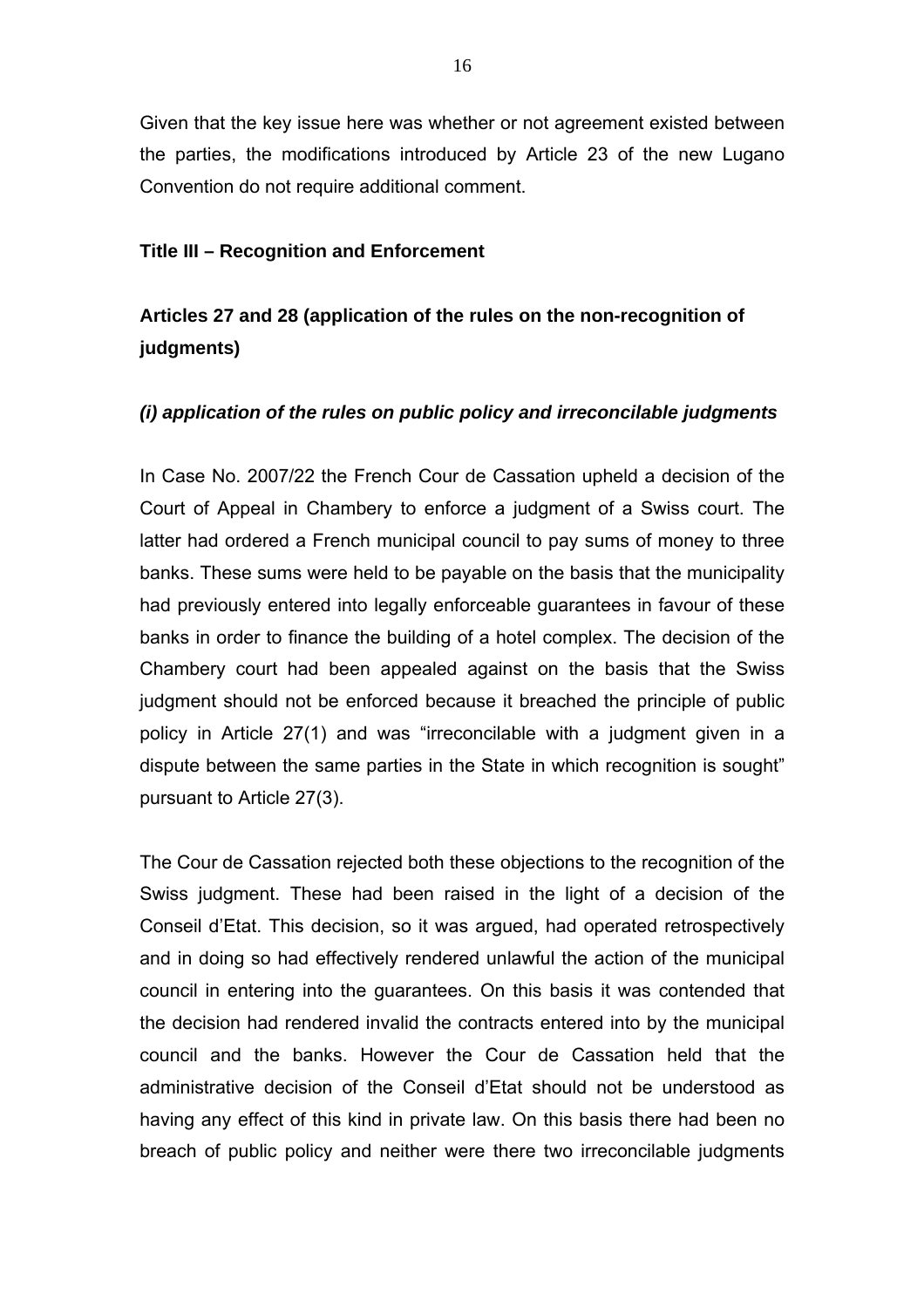Given that the key issue here was whether or not agreement existed between the parties, the modifications introduced by Article 23 of the new Lugano Convention do not require additional comment.

## Title III – Recognition and Enforcement

### Articles 27 and 28 (application of the rules on the non-recognition of judgments)

#### *(i) application of the rules on public policy and irreconcilable judgments*

In Case No. 2007/22 the French Cour de Cassation upheld a decision of the Court of Appeal in Chambery to enforce a judgment of a Swiss court. The latter had ordered a French municipal council to pay sums of money to three banks. These sums were held to be payable on the basis that the municipality had previously entered into legally enforceable guarantees in favour of these banks in order to finance the building of a hotel complex. The decision of the Chambery court had been appealed against on the basis that the Swiss judgment should not be enforced because it breached the principle of public policy in Article 27(1) and was "irreconcilable with a judgment given in a dispute between the same parties in the State in which recognition is sought" pursuant to Article 27(3).

The Cour de Cassation rejected both these objections to the recognition of the Swiss judgment. These had been raised in the light of a decision of the Conseil d'Etat. This decision, so it was argued, had operated retrospectively and in doing so had effectively rendered unlawful the action of the municipal council in entering into the guarantees. On this basis it was contended that the decision had rendered invalid the contracts entered into by the municipal council and the banks. However the Cour de Cassation held that the administrative decision of the Conseil d'Etat should not be understood as having any effect of this kind in private law. On this basis there had been no breach of public policy and neither were there two irreconcilable judgments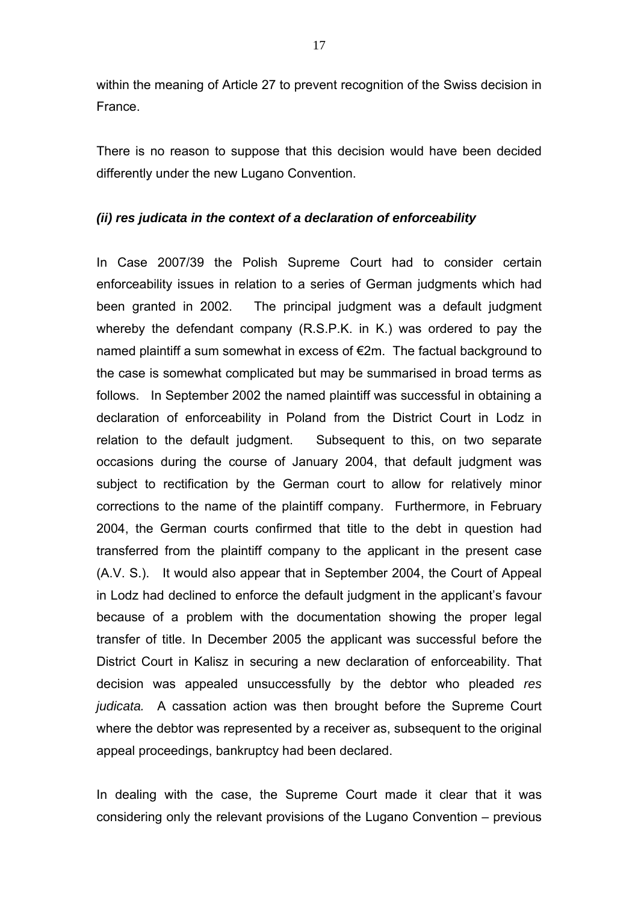within the meaning of Article 27 to prevent recognition of the Swiss decision in France.

There is no reason to suppose that this decision would have been decided differently under the new Lugano Convention.

### *(ii) res judicata in the context of a declaration of enforceability*

In Case 2007/39 the Polish Supreme Court had to consider certain enforceability issues in relation to a series of German judgments which had been granted in 2002. The principal judgment was a default judgment whereby the defendant company (R.S.P.K. in K.) was ordered to pay the named plaintiff a sum somewhat in excess of €2m. The factual background to the case is somewhat complicated but may be summarised in broad terms as follows. In September 2002 the named plaintiff was successful in obtaining a declaration of enforceability in Poland from the District Court in Lodz in relation to the default judgment. Subsequent to this, on two separate occasions during the course of January 2004, that default judgment was subject to rectification by the German court to allow for relatively minor corrections to the name of the plaintiff company. Furthermore, in February 2004, the German courts confirmed that title to the debt in question had transferred from the plaintiff company to the applicant in the present case (A.V. S.). It would also appear that in September 2004, the Court of Appeal in Lodz had declined to enforce the default judgment in the applicant's favour because of a problem with the documentation showing the proper legal transfer of title. In December 2005 the applicant was successful before the District Court in Kalisz in securing a new declaration of enforceability. That decision was appealed unsuccessfully by the debtor who pleaded *res judicata.* A cassation action was then brought before the Supreme Court where the debtor was represented by a receiver as, subsequent to the original appeal proceedings, bankruptcy had been declared.

In dealing with the case, the Supreme Court made it clear that it was considering only the relevant provisions of the Lugano Convention – previous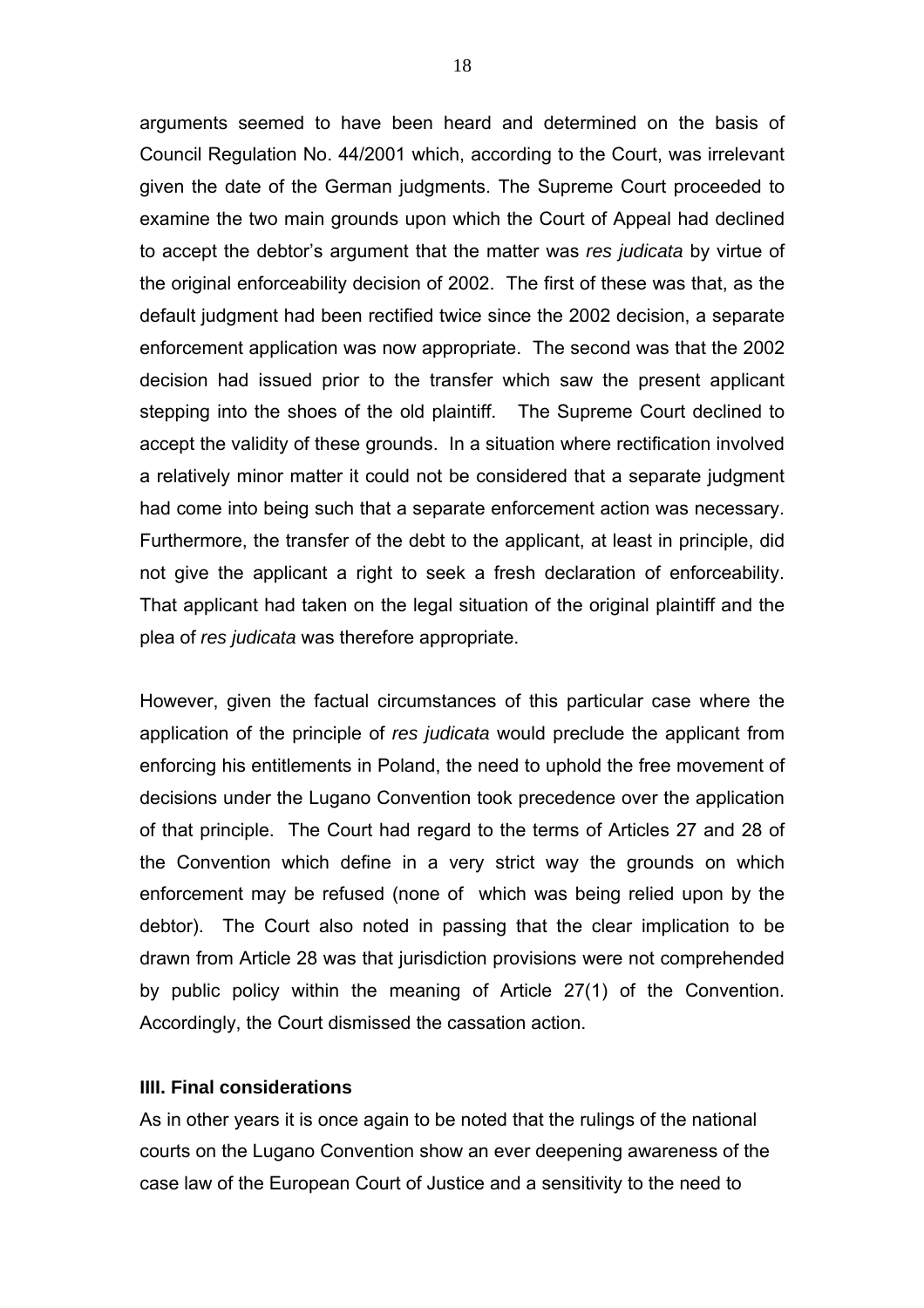arguments seemed to have been heard and determined on the basis of Council Regulation No. 44/2001 which, according to the Court, was irrelevant given the date of the German judgments. The Supreme Court proceeded to examine the two main grounds upon which the Court of Appeal had declined to accept the debtor's argument that the matter was *res judicata* by virtue of the original enforceability decision of 2002. The first of these was that, as the default judgment had been rectified twice since the 2002 decision, a separate enforcement application was now appropriate. The second was that the 2002 decision had issued prior to the transfer which saw the present applicant stepping into the shoes of the old plaintiff. The Supreme Court declined to accept the validity of these grounds. In a situation where rectification involved a relatively minor matter it could not be considered that a separate judgment had come into being such that a separate enforcement action was necessary. Furthermore, the transfer of the debt to the applicant, at least in principle, did not give the applicant a right to seek a fresh declaration of enforceability. That applicant had taken on the legal situation of the original plaintiff and the plea of *res judicata* was therefore appropriate.

However, given the factual circumstances of this particular case where the application of the principle of *res judicata* would preclude the applicant from enforcing his entitlements in Poland, the need to uphold the free movement of decisions under the Lugano Convention took precedence over the application of that principle. The Court had regard to the terms of Articles 27 and 28 of the Convention which define in a very strict way the grounds on which enforcement may be refused (none of which was being relied upon by the debtor). The Court also noted in passing that the clear implication to be drawn from Article 28 was that jurisdiction provisions were not comprehended by public policy within the meaning of Article 27(1) of the Convention. Accordingly, the Court dismissed the cassation action.

## IIII. Final considerations

As in other years it is once again to be noted that the rulings of the national courts on the Lugano Convention show an ever deepening awareness of the case law of the European Court of Justice and a sensitivity to the need to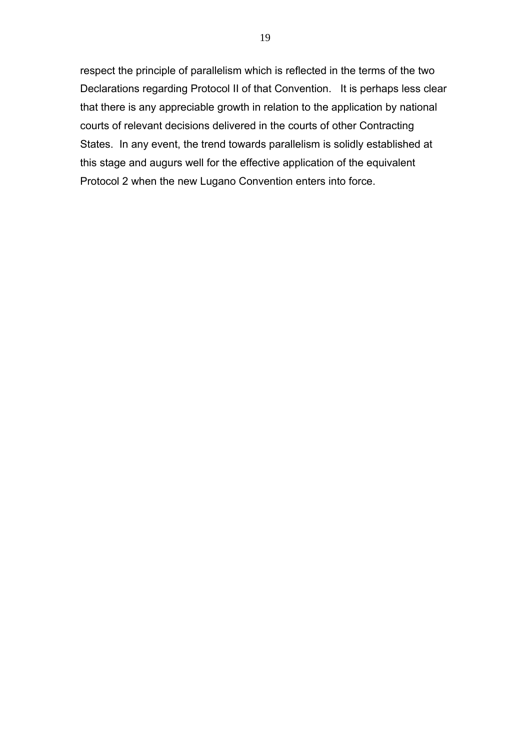respect the principle of parallelism which is reflected in the terms of the two Declarations regarding Protocol II of that Convention. It is perhaps less clear that there is any appreciable growth in relation to the application by national courts of relevant decisions delivered in the courts of other Contracting States. In any event, the trend towards parallelism is solidly established at this stage and augurs well for the effective application of the equivalent Protocol 2 when the new Lugano Convention enters into force.